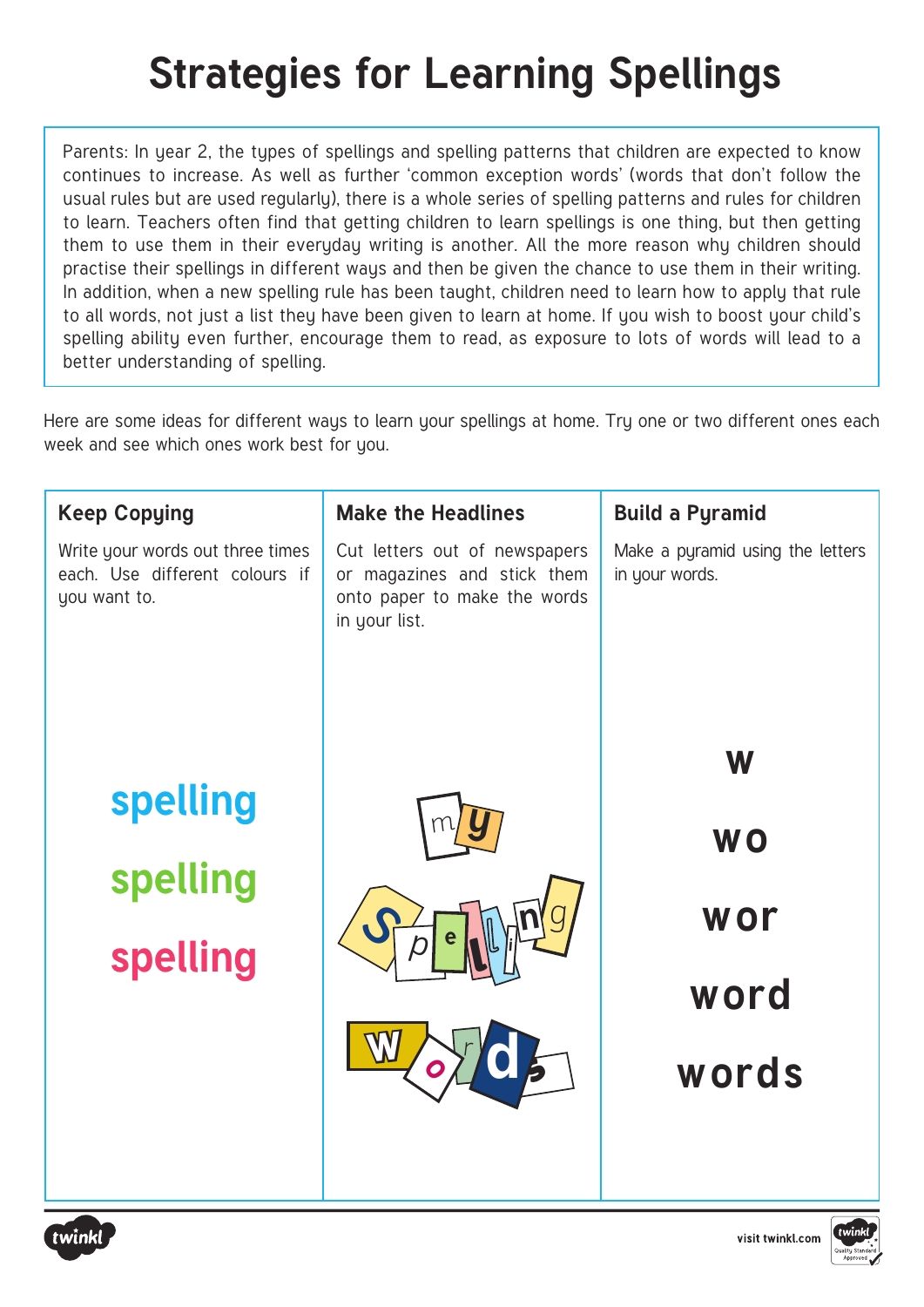# Strategies for Learning Spellings

Parents: In year 2, the types of spellings and spelling patterns that children are expected to know continues to increase. As well as further 'common exception words' (words that don't follow the usual rules but are used regularly), there is a whole series of spelling patterns and rules for children to learn. Teachers often find that getting children to learn spellings is one thing, but then getting them to use them in their everyday writing is another. All the more reason why children should practise their spellings in different ways and then be given the chance to use them in their writing. In addition, when a new spelling rule has been taught, children need to learn how to apply that rule to all words, not just a list they have been given to learn at home. If you wish to boost your child's spelling ability even further, encourage them to read, as exposure to lots of words will lead to a better understanding of spelling.

Here are some ideas for different ways to learn your spellings at home. Try one or two different ones each week and see which ones work best for you.

| Keep Copying | Make the Headlines | Build a Pyramid |
|---|---|---|
| Write your words out three times each. Use different colours if you want to. | Cut letters out of newspapers or magazines and stick them onto paper to make the words in your list. | Make a pyramid using the letters in your words. |
| spelling<br>spelling<br>spelling | my<br>spelling<br>words | w<br>wo<br>wor<br>word<br>words |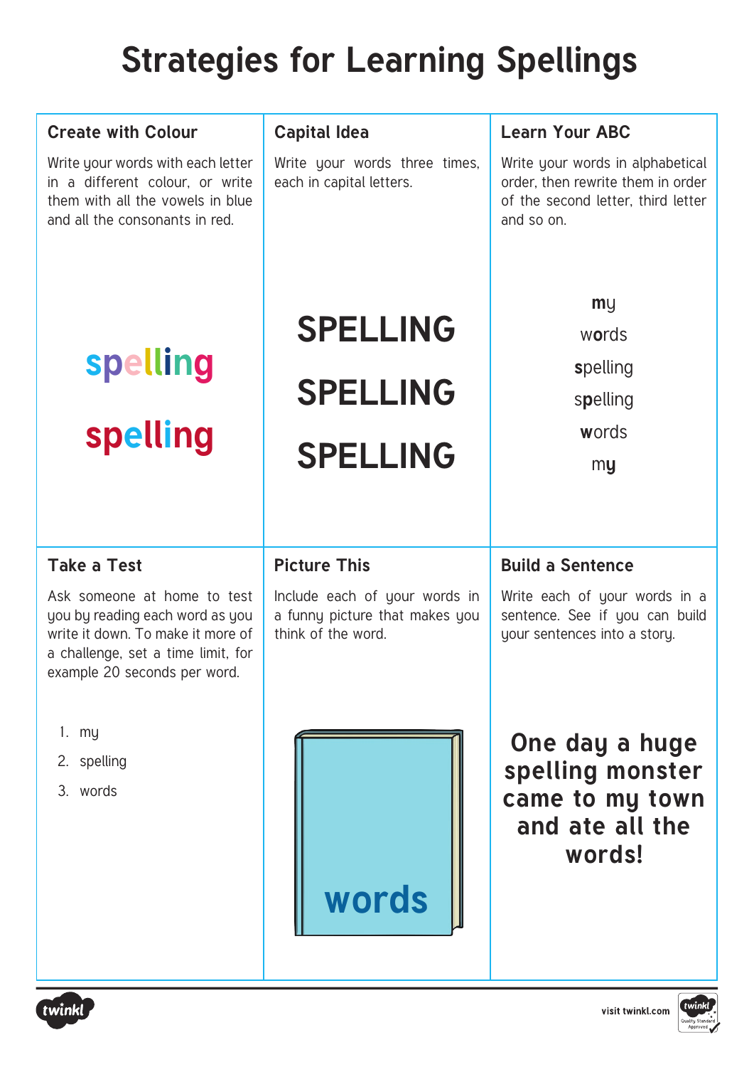# Strategies for Learning Spellings

### Create with Colour

Write your words with each letter in a different colour, or write them with all the vowels in blue and all the consonants in red.

spelling

spelling

### Capital Idea

Write your words three times, each in capital letters.

SPELLING

SPELLING

SPELLING

### Learn Your ABC

Write your words in alphabetical order, then rewrite them in order of the second letter, third letter and so on.

my
words

spelling
spelling

words
my

### Take a Test

Ask someone at home to test you by reading each word as you write it down. To make it more of a challenge, set a time limit, for example 20 seconds per word.

1. my
2. spelling
3. words

### Picture This

Include each of your words in a funny picture that makes you think of the word.

words

### Build a Sentence

Write each of your words in a sentence. See if you can build your sentences into a story.

**One day a huge spelling monster came to my town and ate all the words!**